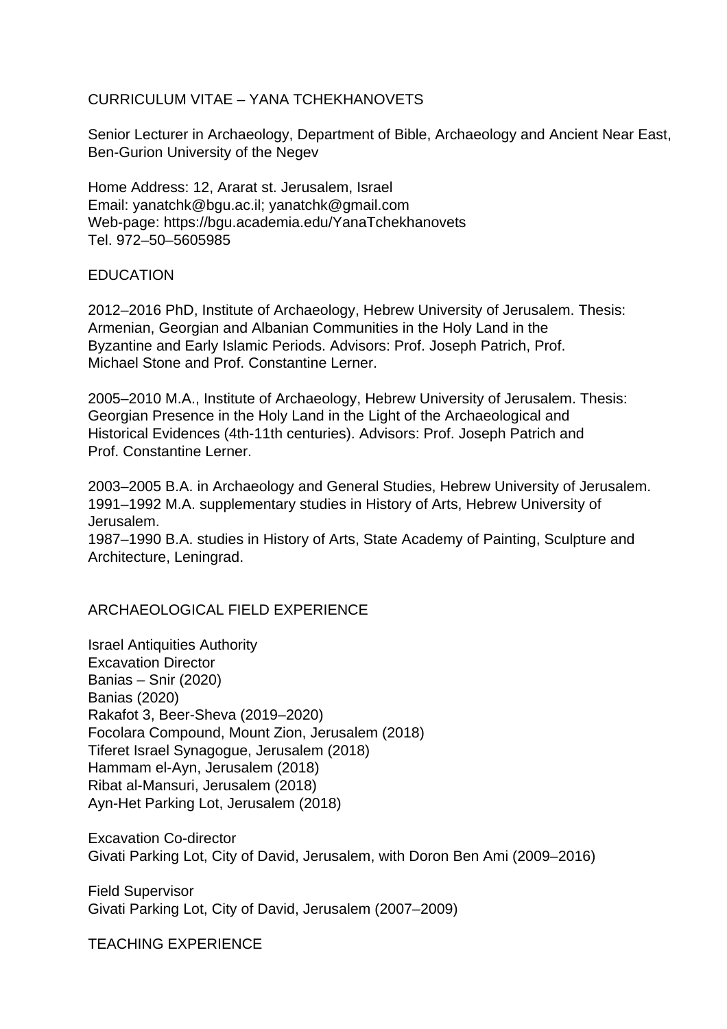# CURRICULUM VITAE – YANA TCHEKHANOVETS

Senior Lecturer in Archaeology, Department of Bible, Archaeology and Ancient Near East, Ben-Gurion University of the Negev

Home Address: 12, Ararat st. Jerusalem, Israel
Email: yanatchk@bgu.ac.il; yanatchk@gmail.com
Web-page: https://bgu.academia.edu/YanaTchekhanovets
Tel. 972–50–5605985

## EDUCATION

2012–2016 PhD, Institute of Archaeology, Hebrew University of Jerusalem. Thesis: Armenian, Georgian and Albanian Communities in the Holy Land in the Byzantine and Early Islamic Periods. Advisors: Prof. Joseph Patrich, Prof. Michael Stone and Prof. Constantine Lerner.

2005–2010 M.A., Institute of Archaeology, Hebrew University of Jerusalem. Thesis: Georgian Presence in the Holy Land in the Light of the Archaeological and Historical Evidences (4th-11th centuries). Advisors: Prof. Joseph Patrich and Prof. Constantine Lerner.

2003–2005 B.A. in Archaeology and General Studies, Hebrew University of Jerusalem.
1991–1992 M.A. supplementary studies in History of Arts, Hebrew University of Jerusalem.
1987–1990 B.A. studies in History of Arts, State Academy of Painting, Sculpture and Architecture, Leningrad.

## ARCHAEOLOGICAL FIELD EXPERIENCE

Israel Antiquities Authority
Excavation Director
Banias – Snir (2020)
Banias (2020)
Rakafot 3, Beer-Sheva (2019–2020)
Focolara Compound, Mount Zion, Jerusalem (2018)
Tiferet Israel Synagogue, Jerusalem (2018)
Hammam el-Ayn, Jerusalem (2018)
Ribat al-Mansuri, Jerusalem (2018)
Ayn-Het Parking Lot, Jerusalem (2018)

Excavation Co-director
Givati Parking Lot, City of David, Jerusalem, with Doron Ben Ami (2009–2016)

Field Supervisor
Givati Parking Lot, City of David, Jerusalem (2007–2009)

## TEACHING EXPERIENCE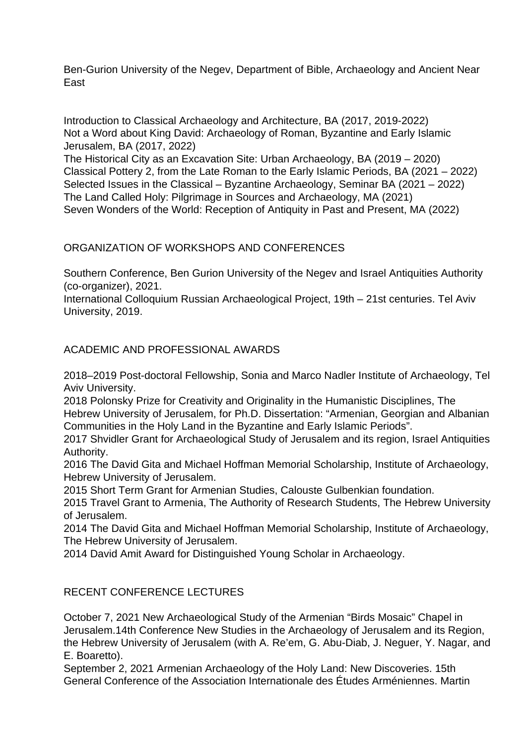Ben-Gurion University of the Negev, Department of Bible, Archaeology and Ancient Near East

Introduction to Classical Archaeology and Architecture, BA (2017, 2019-2022)
Not a Word about King David: Archaeology of Roman, Byzantine and Early Islamic Jerusalem, BA (2017, 2022)
The Historical City as an Excavation Site: Urban Archaeology, BA (2019 – 2020)
Classical Pottery 2, from the Late Roman to the Early Islamic Periods, BA (2021 – 2022)
Selected Issues in the Classical – Byzantine Archaeology, Seminar BA (2021 – 2022)
The Land Called Holy: Pilgrimage in Sources and Archaeology, MA (2021)
Seven Wonders of the World: Reception of Antiquity in Past and Present, MA (2022)

## ORGANIZATION OF WORKSHOPS AND CONFERENCES

Southern Conference, Ben Gurion University of the Negev and Israel Antiquities Authority (co-organizer), 2021.
International Colloquium Russian Archaeological Project, 19th – 21st centuries. Tel Aviv University, 2019.

## ACADEMIC AND PROFESSIONAL AWARDS

2018–2019 Post-doctoral Fellowship, Sonia and Marco Nadler Institute of Archaeology, Tel Aviv University.
2018 Polonsky Prize for Creativity and Originality in the Humanistic Disciplines, The Hebrew University of Jerusalem, for Ph.D. Dissertation: “Armenian, Georgian and Albanian Communities in the Holy Land in the Byzantine and Early Islamic Periods”.
2017 Shvidler Grant for Archaeological Study of Jerusalem and its region, Israel Antiquities Authority.
2016 The David Gita and Michael Hoffman Memorial Scholarship, Institute of Archaeology, Hebrew University of Jerusalem.
2015 Short Term Grant for Armenian Studies, Calouste Gulbenkian foundation.
2015 Travel Grant to Armenia, The Authority of Research Students, The Hebrew University of Jerusalem.
2014 The David Gita and Michael Hoffman Memorial Scholarship, Institute of Archaeology, The Hebrew University of Jerusalem.
2014 David Amit Award for Distinguished Young Scholar in Archaeology.

## RECENT CONFERENCE LECTURES

October 7, 2021 New Archaeological Study of the Armenian “Birds Mosaic” Chapel in Jerusalem.14th Conference New Studies in the Archaeology of Jerusalem and its Region, the Hebrew University of Jerusalem (with A. Re’em, G. Abu-Diab, J. Neguer, Y. Nagar, and E. Boaretto).
September 2, 2021 Armenian Archaeology of the Holy Land: New Discoveries. 15th General Conference of the Association Internationale des Études Arméniennes. Martin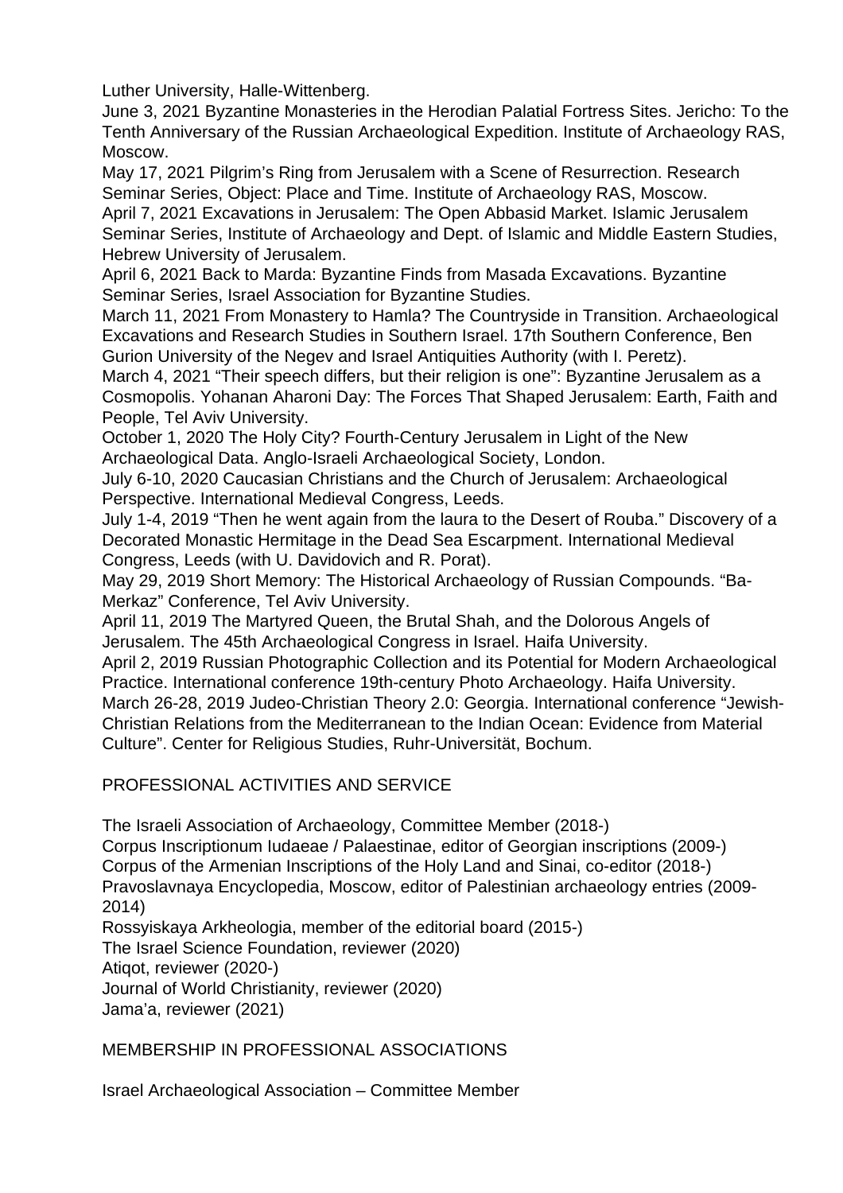Luther University, Halle-Wittenberg.

June 3, 2021 Byzantine Monasteries in the Herodian Palatial Fortress Sites. Jericho: To the Tenth Anniversary of the Russian Archaeological Expedition. Institute of Archaeology RAS, Moscow.

May 17, 2021 Pilgrim's Ring from Jerusalem with a Scene of Resurrection. Research Seminar Series, Object: Place and Time. Institute of Archaeology RAS, Moscow.

April 7, 2021 Excavations in Jerusalem: The Open Abbasid Market. Islamic Jerusalem Seminar Series, Institute of Archaeology and Dept. of Islamic and Middle Eastern Studies, Hebrew University of Jerusalem.

April 6, 2021 Back to Marda: Byzantine Finds from Masada Excavations. Byzantine Seminar Series, Israel Association for Byzantine Studies.

March 11, 2021 From Monastery to Hamla? The Countryside in Transition. Archaeological Excavations and Research Studies in Southern Israel. 17th Southern Conference, Ben Gurion University of the Negev and Israel Antiquities Authority (with I. Peretz).

March 4, 2021 "Their speech differs, but their religion is one": Byzantine Jerusalem as a Cosmopolis. Yohanan Aharoni Day: The Forces That Shaped Jerusalem: Earth, Faith and People, Tel Aviv University.

October 1, 2020 The Holy City? Fourth-Century Jerusalem in Light of the New Archaeological Data. Anglo-Israeli Archaeological Society, London.

July 6-10, 2020 Caucasian Christians and the Church of Jerusalem: Archaeological Perspective. International Medieval Congress, Leeds.

July 1-4, 2019 "Then he went again from the laura to the Desert of Rouba." Discovery of a Decorated Monastic Hermitage in the Dead Sea Escarpment. International Medieval Congress, Leeds (with U. Davidovich and R. Porat).

May 29, 2019 Short Memory: The Historical Archaeology of Russian Compounds. "Ba-Merkaz" Conference, Tel Aviv University.

April 11, 2019 The Martyred Queen, the Brutal Shah, and the Dolorous Angels of Jerusalem. The 45th Archaeological Congress in Israel. Haifa University.

April 2, 2019 Russian Photographic Collection and its Potential for Modern Archaeological Practice. International conference 19th-century Photo Archaeology. Haifa University.

March 26-28, 2019 Judeo-Christian Theory 2.0: Georgia. International conference "Jewish-Christian Relations from the Mediterranean to the Indian Ocean: Evidence from Material Culture". Center for Religious Studies, Ruhr-Universität, Bochum.

## PROFESSIONAL ACTIVITIES AND SERVICE

The Israeli Association of Archaeology, Committee Member (2018-)
Corpus Inscriptionum Iudaeae / Palaestinae, editor of Georgian inscriptions (2009-)
Corpus of the Armenian Inscriptions of the Holy Land and Sinai, co-editor (2018-)
Pravoslavnaya Encyclopedia, Moscow, editor of Palestinian archaeology entries (2009-2014)
Rossyiskaya Arkheologia, member of the editorial board (2015-)
The Israel Science Foundation, reviewer (2020)
Atiqot, reviewer (2020-)
Journal of World Christianity, reviewer (2020)
Jama'a, reviewer (2021)

## MEMBERSHIP IN PROFESSIONAL ASSOCIATIONS

Israel Archaeological Association – Committee Member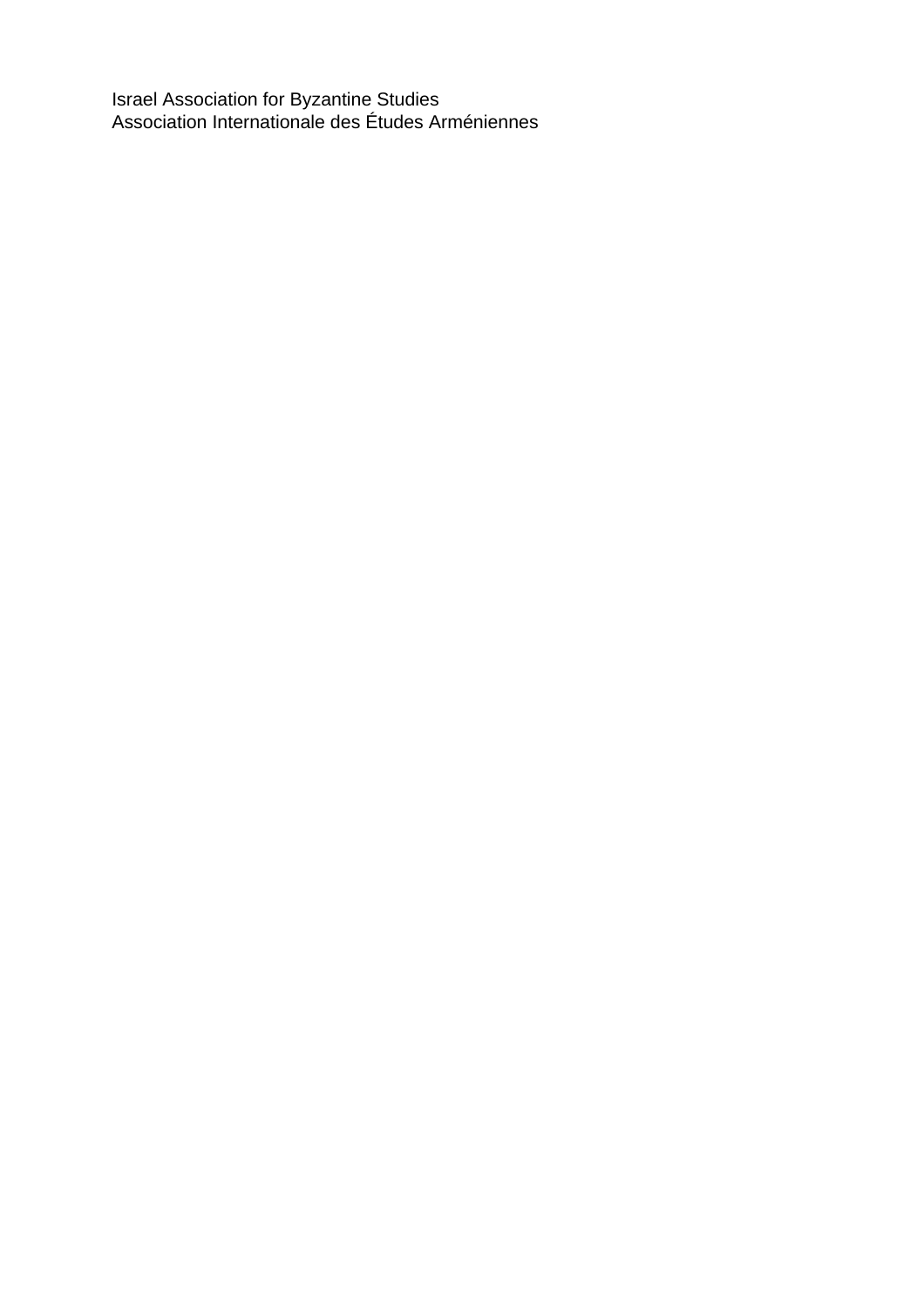Israel Association for Byzantine Studies
Association Internationale des Études Arméniennes